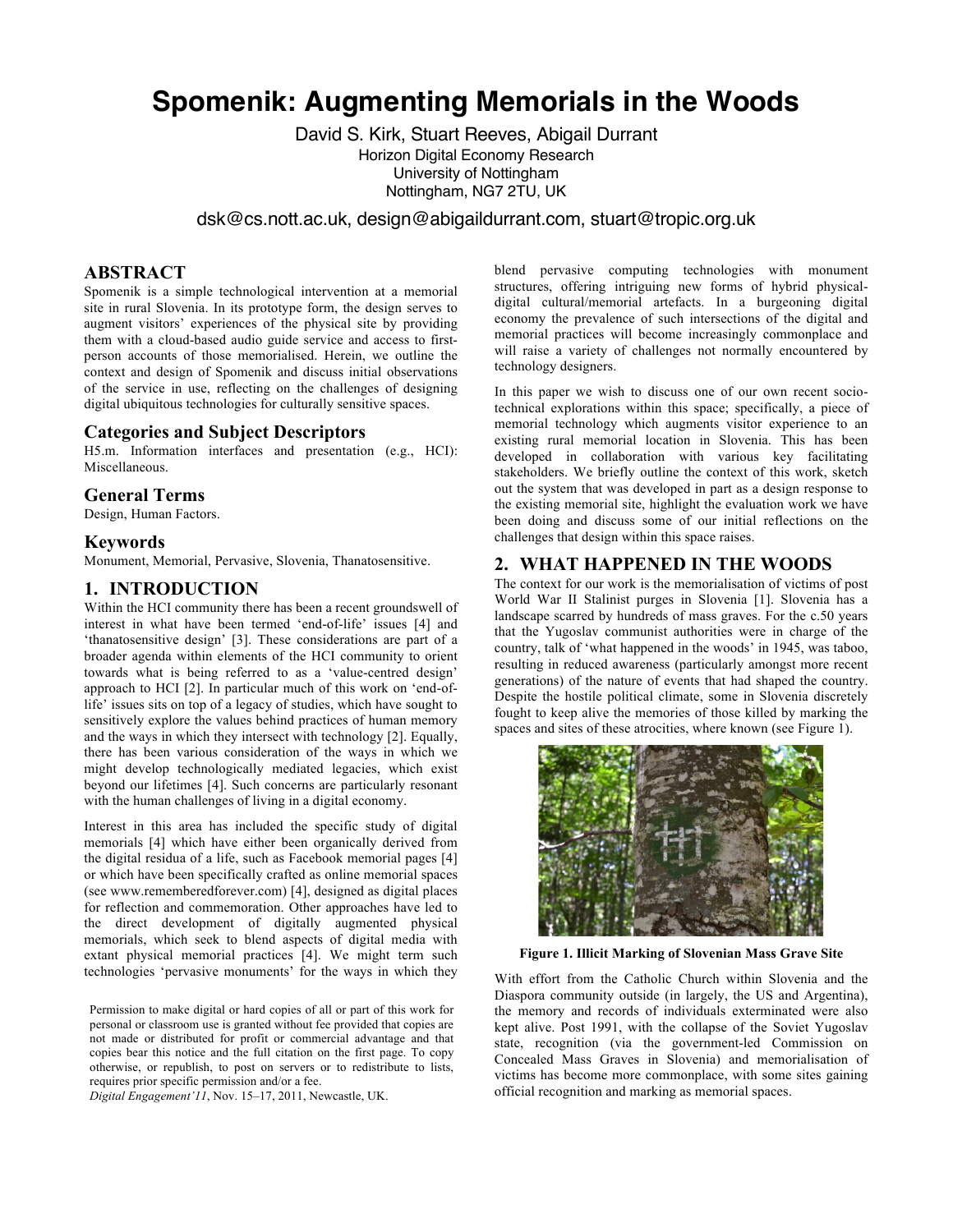# Spomenik: Augmenting Memorials in the Woods

David S. Kirk, Stuart Reeves, Abigail Durrant
Horizon Digital Economy Research
University of Nottingham
Nottingham, NG7 2TU, UK

dsk@cs.nott.ac.uk, design@abigaildurrant.com, stuart@tropic.org.uk

## ABSTRACT

Spomenik is a simple technological intervention at a memorial site in rural Slovenia. In its prototype form, the design serves to augment visitors' experiences of the physical site by providing them with a cloud-based audio guide service and access to first-person accounts of those memorialised. Herein, we outline the context and design of Spomenik and discuss initial observations of the service in use, reflecting on the challenges of designing digital ubiquitous technologies for culturally sensitive spaces.

## Categories and Subject Descriptors

H5.m. Information interfaces and presentation (e.g., HCI): Miscellaneous.

## General Terms

Design, Human Factors.

## Keywords

Monument, Memorial, Pervasive, Slovenia, Thanatosensitive.

## 1. INTRODUCTION

Within the HCI community there has been a recent groundswell of interest in what have been termed 'end-of-life' issues [4] and 'thanatosensitive design' [3]. These considerations are part of a broader agenda within elements of the HCI community to orient towards what is being referred to as a 'value-centred design' approach to HCI [2]. In particular much of this work on 'end-of-life' issues sits on top of a legacy of studies, which have sought to sensitively explore the values behind practices of human memory and the ways in which they intersect with technology [2]. Equally, there has been various consideration of the ways in which we might develop technologically mediated legacies, which exist beyond our lifetimes [4]. Such concerns are particularly resonant with the human challenges of living in a digital economy.

Interest in this area has included the specific study of digital memorials [4] which have either been organically derived from the digital residua of a life, such as Facebook memorial pages [4] or which have been specifically crafted as online memorial spaces (see www.rememberedforever.com) [4], designed as digital places for reflection and commemoration. Other approaches have led to the direct development of digitally augmented physical memorials, which seek to blend aspects of digital media with extant physical memorial practices [4]. We might term such technologies 'pervasive monuments' for the ways in which they blend pervasive computing technologies with monument structures, offering intriguing new forms of hybrid physical-digital cultural/memorial artefacts. In a burgeoning digital economy the prevalence of such intersections of the digital and memorial practices will become increasingly commonplace and will raise a variety of challenges not normally encountered by technology designers.

In this paper we wish to discuss one of our own recent socio-technical explorations within this space; specifically, a piece of memorial technology which augments visitor experience to an existing rural memorial location in Slovenia. This has been developed in collaboration with various key facilitating stakeholders. We briefly outline the context of this work, sketch out the system that was developed in part as a design response to the existing memorial site, highlight the evaluation work we have been doing and discuss some of our initial reflections on the challenges that design within this space raises.

## 2. WHAT HAPPENED IN THE WOODS

The context for our work is the memorialisation of victims of post World War II Stalinist purges in Slovenia [1]. Slovenia has a landscape scarred by hundreds of mass graves. For the c.50 years that the Yugoslav communist authorities were in charge of the country, talk of 'what happened in the woods' in 1945, was taboo, resulting in reduced awareness (particularly amongst more recent generations) of the nature of events that had shaped the country. Despite the hostile political climate, some in Slovenia discretely fought to keep alive the memories of those killed by marking the spaces and sites of these atrocities, where known (see Figure 1).

**Figure 1. Illicit Marking of Slovenian Mass Grave Site**

With effort from the Catholic Church within Slovenia and the Diaspora community outside (in largely, the US and Argentina), the memory and records of individuals exterminated were also kept alive. Post 1991, with the collapse of the Soviet Yugoslav state, recognition (via the government-led Commission on Concealed Mass Graves in Slovenia) and memorialisation of victims has become more commonplace, with some sites gaining official recognition and marking as memorial spaces.

Permission to make digital or hard copies of all or part of this work for personal or classroom use is granted without fee provided that copies are not made or distributed for profit or commercial advantage and that copies bear this notice and the full citation on the first page. To copy otherwise, or republish, to post on servers or to redistribute to lists, requires prior specific permission and/or a fee.
*Digital Engagement'11*, Nov. 15–17, 2011, Newcastle, UK.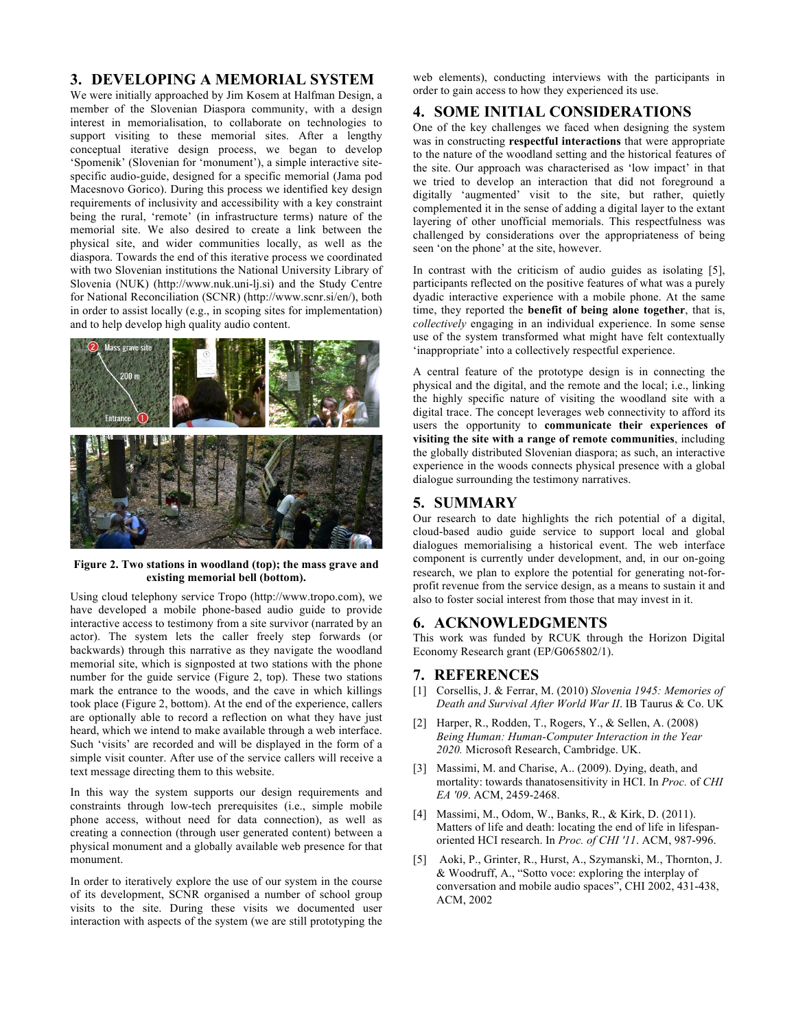## 3. DEVELOPING A MEMORIAL SYSTEM

We were initially approached by Jim Kosem at Halfman Design, a member of the Slovenian Diaspora community, with a design interest in memorialisation, to collaborate on technologies to support visiting to these memorial sites. After a lengthy conceptual iterative design process, we began to develop 'Spomenik' (Slovenian for 'monument'), a simple interactive site-specific audio-guide, designed for a specific memorial (Jama pod Macesnovo Gorico). During this process we identified key design requirements of inclusivity and accessibility with a key constraint being the rural, 'remote' (in infrastructure terms) nature of the memorial site. We also desired to create a link between the physical site, and wider communities locally, as well as the diaspora. Towards the end of this iterative process we coordinated with two Slovenian institutions the National University Library of Slovenia (NUK) (http://www.nuk.uni-lj.si) and the Study Centre for National Reconciliation (SCNR) (http://www.scnr.si/en/), both in order to assist locally (e.g., in scoping sites for implementation) and to help develop high quality audio content.

**Figure 2. Two stations in woodland (top); the mass grave and existing memorial bell (bottom).**

Using cloud telephony service Tropo (http://www.tropo.com), we have developed a mobile phone-based audio guide to provide interactive access to testimony from a site survivor (narrated by an actor). The system lets the caller freely step forwards (or backwards) through this narrative as they navigate the woodland memorial site, which is signposted at two stations with the phone number for the guide service (Figure 2, top). These two stations mark the entrance to the woods, and the cave in which killings took place (Figure 2, bottom). At the end of the experience, callers are optionally able to record a reflection on what they have just heard, which we intend to make available through a web interface. Such 'visits' are recorded and will be displayed in the form of a simple visit counter. After use of the service callers will receive a text message directing them to this website.

In this way the system supports our design requirements and constraints through low-tech prerequisites (i.e., simple mobile phone access, without need for data connection), as well as creating a connection (through user generated content) between a physical monument and a globally available web presence for that monument.

In order to iteratively explore the use of our system in the course of its development, SCNR organised a number of school group visits to the site. During these visits we documented user interaction with aspects of the system (we are still prototyping the web elements), conducting interviews with the participants in order to gain access to how they experienced its use.

## 4. SOME INITIAL CONSIDERATIONS

One of the key challenges we faced when designing the system was in constructing **respectful interactions** that were appropriate to the nature of the woodland setting and the historical features of the site. Our approach was characterised as 'low impact' in that we tried to develop an interaction that did not foreground a digitally 'augmented' visit to the site, but rather, quietly complemented it in the sense of adding a digital layer to the extant layering of other unofficial memorials. This respectfulness was challenged by considerations over the appropriateness of being seen 'on the phone' at the site, however.

In contrast with the criticism of audio guides as isolating [5], participants reflected on the positive features of what was a purely dyadic interactive experience with a mobile phone. At the same time, they reported the **benefit of being alone together**, that is, *collectively* engaging in an individual experience. In some sense use of the system transformed what might have felt contextually 'inappropriate' into a collectively respectful experience.

A central feature of the prototype design is in connecting the physical and the digital, and the remote and the local; i.e., linking the highly specific nature of visiting the woodland site with a digital trace. The concept leverages web connectivity to afford its users the opportunity to **communicate their experiences of visiting the site with a range of remote communities**, including the globally distributed Slovenian diaspora; as such, an interactive experience in the woods connects physical presence with a global dialogue surrounding the testimony narratives.

## 5. SUMMARY

Our research to date highlights the rich potential of a digital, cloud-based audio guide service to support local and global dialogues memorialising a historical event. The web interface component is currently under development, and, in our on-going research, we plan to explore the potential for generating not-for-profit revenue from the service design, as a means to sustain it and also to foster social interest from those that may invest in it.

## 6. ACKNOWLEDGMENTS

This work was funded by RCUK through the Horizon Digital Economy Research grant (EP/G065802/1).

## 7. REFERENCES

[1] Corsellis, J. & Ferrar, M. (2010) *Slovenia 1945: Memories of Death and Survival After World War II*. IB Taurus & Co. UK

[2] Harper, R., Rodden, T., Rogers, Y., & Sellen, A. (2008) *Being Human: Human-Computer Interaction in the Year 2020.* Microsoft Research, Cambridge. UK.

[3] Massimi, M. and Charise, A.. (2009). Dying, death, and mortality: towards thanatosensitivity in HCI. In *Proc.* of *CHI EA '09*. ACM, 2459-2468.

[4] Massimi, M., Odom, W., Banks, R., & Kirk, D. (2011). Matters of life and death: locating the end of life in lifespan-oriented HCI research. In *Proc. of CHI '11*. ACM, 987-996.

[5] Aoki, P., Grinter, R., Hurst, A., Szymanski, M., Thornton, J. & Woodruff, A., "Sotto voce: exploring the interplay of conversation and mobile audio spaces", CHI 2002, 431-438, ACM, 2002